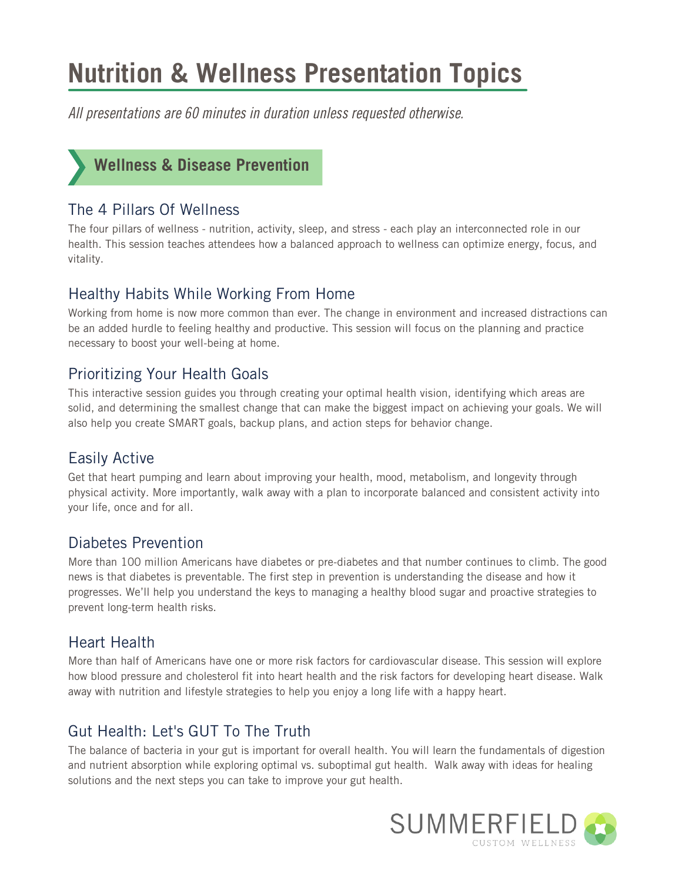# Nutrition & Wellness Presentation Topics

*All presentations are 60 minutes in duration unless requested otherwise.*

## Wellness & Disease Prevention

### The 4 Pillars Of Wellness

The four pillars of wellness - nutrition, activity, sleep, and stress - each play an interconnected role in our health. This session teaches attendees how a balanced approach to wellness can optimize energy, focus, and vitality.

### Healthy Habits While Working From Home

Working from home is now more common than ever. The change in environment and increased distractions can be an added hurdle to feeling healthy and productive. This session will focus on the planning and practice necessary to boost your well-being at home.

### Prioritizing Your Health Goals

This interactive session guides you through creating your optimal health vision, identifying which areas are solid, and determining the smallest change that can make the biggest impact on achieving your goals. We will also help you create SMART goals, backup plans, and action steps for behavior change.

### Easily Active

Get that heart pumping and learn about improving your health, mood, metabolism, and longevity through physical activity. More importantly, walk away with a plan to incorporate balanced and consistent activity into your life, once and for all.

### Diabetes Prevention

More than 100 million Americans have diabetes or pre-diabetes and that number continues to climb. The good news is that diabetes is preventable. The first step in prevention is understanding the disease and how it progresses. We'll help you understand the keys to managing a healthy blood sugar and proactive strategies to prevent long-term health risks.

### Heart Health

More than half of Americans have one or more risk factors for cardiovascular disease. This session will explore how blood pressure and cholesterol fit into heart health and the risk factors for developing heart disease. Walk away with nutrition and lifestyle strategies to help you enjoy a long life with a happy heart.

### Gut Health: Let's GUT To The Truth

The balance of bacteria in your gut is important for overall health. You will learn the fundamentals of digestion and nutrient absorption while exploring optimal vs. suboptimal gut health. Walk away with ideas for healing solutions and the next steps you can take to improve your gut health.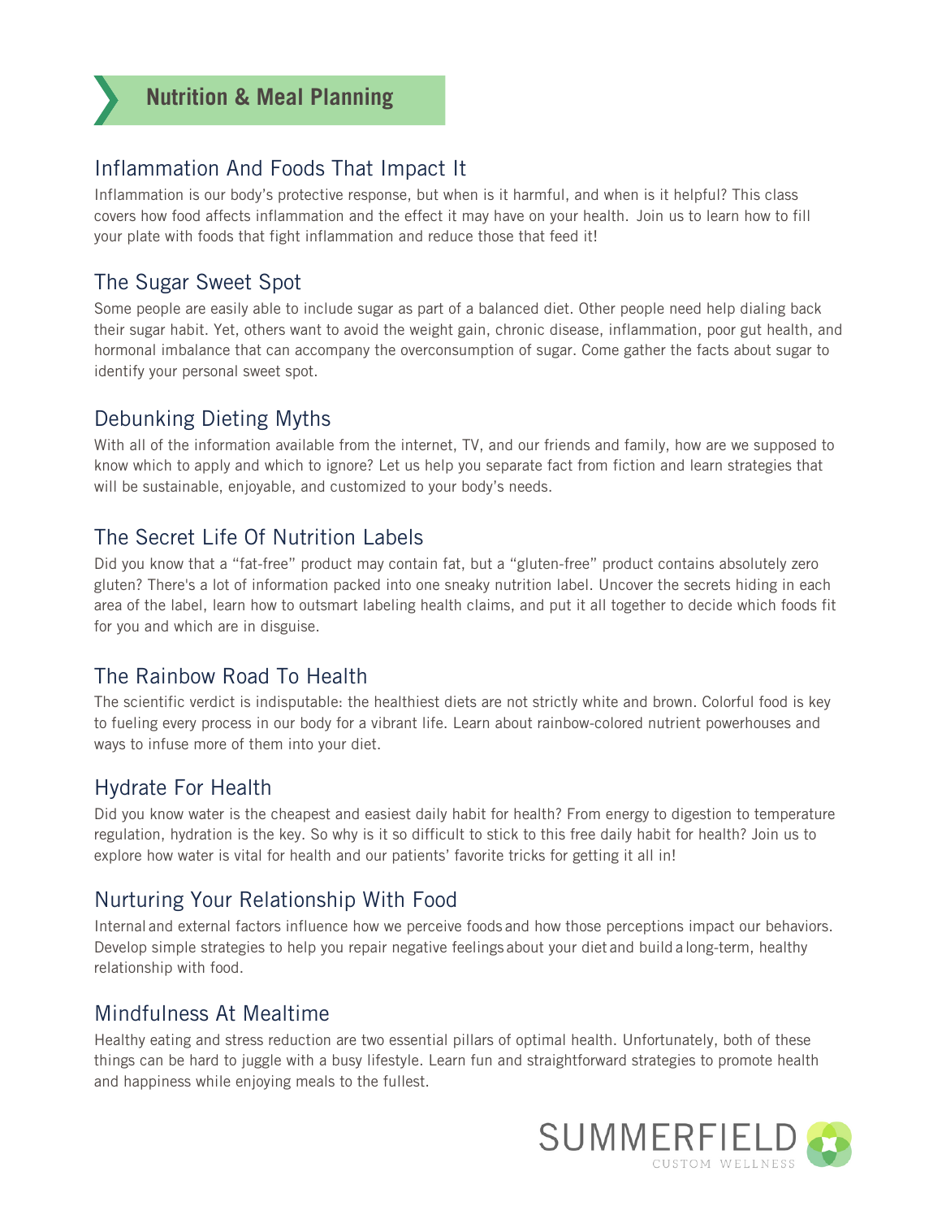# Nutrition & Meal Planning

## Inflammation And Foods That Impact It

Inflammation is our body's protective response, but when is it harmful, and when is it helpful? This class covers how food affects inflammation and the effect it may have on your health. Join us to learn how to fill your plate with foods that fight inflammation and reduce those that feed it!

## The Sugar Sweet Spot

Some people are easily able to include sugar as part of a balanced diet. Other people need help dialing back their sugar habit. Yet, others want to avoid the weight gain, chronic disease, inflammation, poor gut health, and hormonal imbalance that can accompany the overconsumption of sugar. Come gather the facts about sugar to identify your personal sweet spot.

## Debunking Dieting Myths

With all of the information available from the internet, TV, and our friends and family, how are we supposed to know which to apply and which to ignore? Let us help you separate fact from fiction and learn strategies that will be sustainable, enjoyable, and customized to your body's needs.

## The Secret Life Of Nutrition Labels

Did you know that a "fat-free" product may contain fat, but a "gluten-free" product contains absolutely zero gluten? There's a lot of information packed into one sneaky nutrition label. Uncover the secrets hiding in each area of the label, learn how to outsmart labeling health claims, and put it all together to decide which foods fit for you and which are in disguise.

## The Rainbow Road To Health

The scientific verdict is indisputable: the healthiest diets are not strictly white and brown. Colorful food is key to fueling every process in our body for a vibrant life. Learn about rainbow-colored nutrient powerhouses and ways to infuse more of them into your diet.

## Hydrate For Health

Did you know water is the cheapest and easiest daily habit for health? From energy to digestion to temperature regulation, hydration is the key. So why is it so difficult to stick to this free daily habit for health? Join us to explore how water is vital for health and our patients' favorite tricks for getting it all in!

## Nurturing Your Relationship With Food

Internal and external factors influence how we perceive foods and how those perceptions impact our behaviors. Develop simple strategies to help you repair negative feelings about your diet and build a long-term, healthy relationship with food.

## Mindfulness At Mealtime

Healthy eating and stress reduction are two essential pillars of optimal health. Unfortunately, both of these things can be hard to juggle with a busy lifestyle. Learn fun and straightforward strategies to promote health and happiness while enjoying meals to the fullest.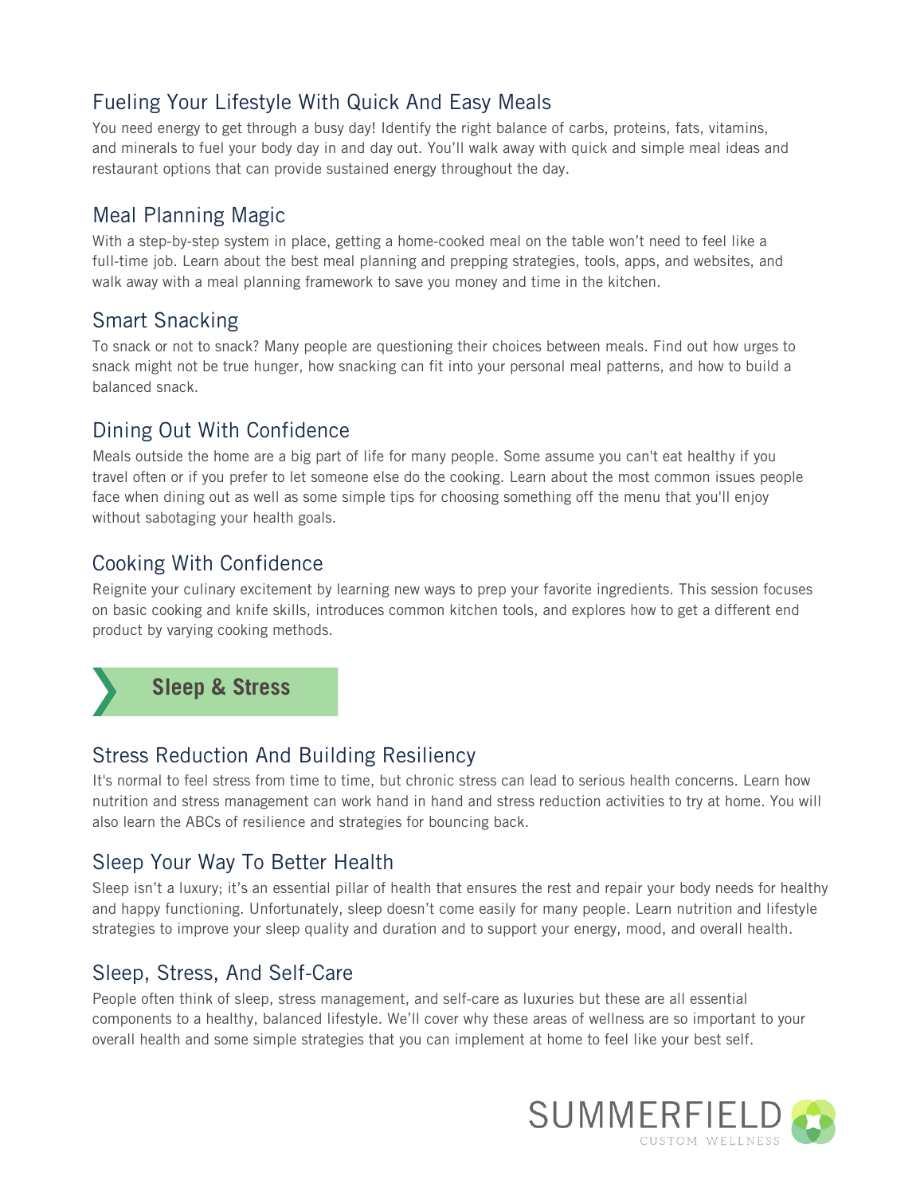### Fueling Your Lifestyle With Quick And Easy Meals

You need energy to get through a busy day! Identify the right balance of carbs, proteins, fats, vitamins, and minerals to fuel your body day in and day out. You'll walk away with quick and simple meal ideas and restaurant options that can provide sustained energy throughout the day.

### Meal Planning Magic

With a step-by-step system in place, getting a home-cooked meal on the table won't need to feel like a full-time job. Learn about the best meal planning and prepping strategies, tools, apps, and websites, and walk away with a meal planning framework to save you money and time in the kitchen.

### Smart Snacking

To snack or not to snack? Many people are questioning their choices between meals. Find out how urges to snack might not be true hunger, how snacking can fit into your personal meal patterns, and how to build a balanced snack.

### Dining Out With Confidence

Meals outside the home are a big part of life for many people. Some assume you can't eat healthy if you travel often or if you prefer to let someone else do the cooking. Learn about the most common issues people face when dining out as well as some simple tips for choosing something off the menu that you'll enjoy without sabotaging your health goals.

### Cooking With Confidence

Reignite your culinary excitement by learning new ways to prep your favorite ingredients. This session focuses on basic cooking and knife skills, introduces common kitchen tools, and explores how to get a different end product by varying cooking methods.

## Sleep & Stress

### Stress Reduction And Building Resiliency

It's normal to feel stress from time to time, but chronic stress can lead to serious health concerns. Learn how nutrition and stress management can work hand in hand and stress reduction activities to try at home. You will also learn the ABCs of resilience and strategies for bouncing back.

### Sleep Your Way To Better Health

Sleep isn't a luxury; it's an essential pillar of health that ensures the rest and repair your body needs for healthy and happy functioning. Unfortunately, sleep doesn't come easily for many people. Learn nutrition and lifestyle strategies to improve your sleep quality and duration and to support your energy, mood, and overall health.

### Sleep, Stress, And Self-Care

People often think of sleep, stress management, and self-care as luxuries but these are all essential components to a healthy, balanced lifestyle. We'll cover why these areas of wellness are so important to your overall health and some simple strategies that you can implement at home to feel like your best self.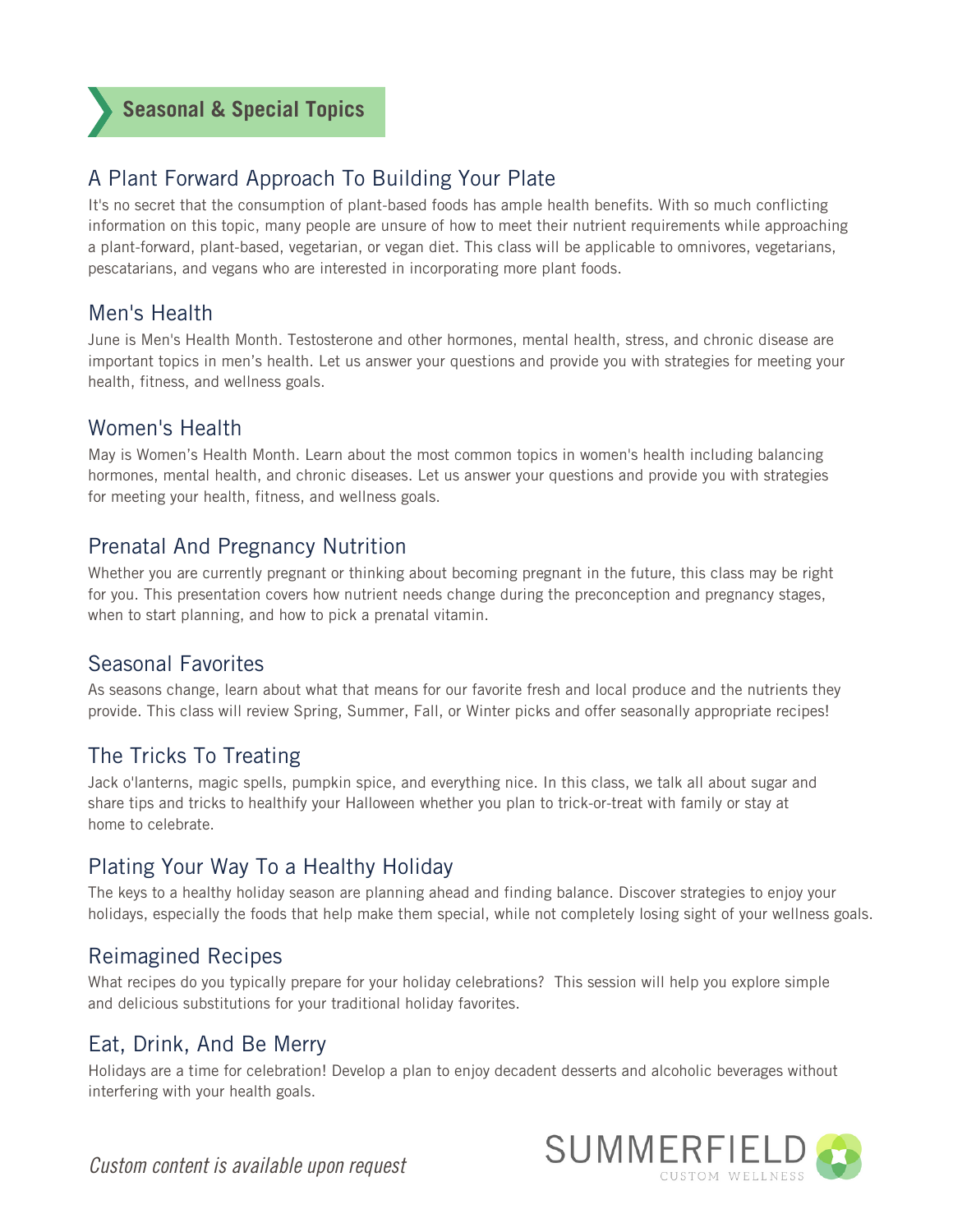## Seasonal & Special Topics

### A Plant Forward Approach To Building Your Plate

It's no secret that the consumption of plant-based foods has ample health benefits. With so much conflicting information on this topic, many people are unsure of how to meet their nutrient requirements while approaching a plant-forward, plant-based, vegetarian, or vegan diet. This class will be applicable to omnivores, vegetarians, pescatarians, and vegans who are interested in incorporating more plant foods.

### Men's Health

June is Men's Health Month. Testosterone and other hormones, mental health, stress, and chronic disease are important topics in men's health. Let us answer your questions and provide you with strategies for meeting your health, fitness, and wellness goals.

### Women's Health

May is Women's Health Month. Learn about the most common topics in women's health including balancing hormones, mental health, and chronic diseases. Let us answer your questions and provide you with strategies for meeting your health, fitness, and wellness goals.

### Prenatal And Pregnancy Nutrition

Whether you are currently pregnant or thinking about becoming pregnant in the future, this class may be right for you. This presentation covers how nutrient needs change during the preconception and pregnancy stages, when to start planning, and how to pick a prenatal vitamin.

### Seasonal Favorites

As seasons change, learn about what that means for our favorite fresh and local produce and the nutrients they provide. This class will review Spring, Summer, Fall, or Winter picks and offer seasonally appropriate recipes!

### The Tricks To Treating

Jack o'lanterns, magic spells, pumpkin spice, and everything nice. In this class, we talk all about sugar and share tips and tricks to healthify your Halloween whether you plan to trick-or-treat with family or stay at home to celebrate.

### Plating Your Way To a Healthy Holiday

The keys to a healthy holiday season are planning ahead and finding balance. Discover strategies to enjoy your holidays, especially the foods that help make them special, while not completely losing sight of your wellness goals.

### Reimagined Recipes

What recipes do you typically prepare for your holiday celebrations? This session will help you explore simple and delicious substitutions for your traditional holiday favorites.

### Eat, Drink, And Be Merry

Holidays are a time for celebration! Develop a plan to enjoy decadent desserts and alcoholic beverages without interfering with your health goals.

*Custom content is available upon request*

SUMMERFIELD
CUSTOM WELLNESS